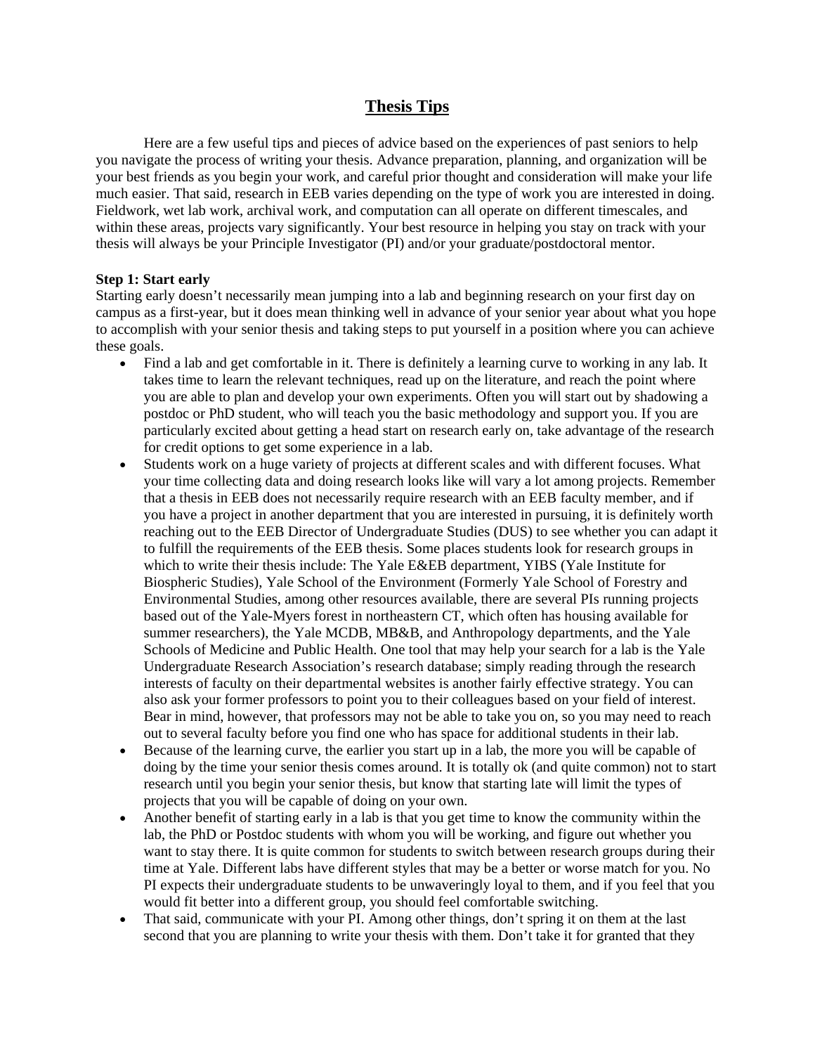# Thesis Tips

Here are a few useful tips and pieces of advice based on the experiences of past seniors to help you navigate the process of writing your thesis. Advance preparation, planning, and organization will be your best friends as you begin your work, and careful prior thought and consideration will make your life much easier. That said, research in EEB varies depending on the type of work you are interested in doing. Fieldwork, wet lab work, archival work, and computation can all operate on different timescales, and within these areas, projects vary significantly. Your best resource in helping you stay on track with your thesis will always be your Principle Investigator (PI) and/or your graduate/postdoctoral mentor.

**Step 1: Start early**

Starting early doesn't necessarily mean jumping into a lab and beginning research on your first day on campus as a first-year, but it does mean thinking well in advance of your senior year about what you hope to accomplish with your senior thesis and taking steps to put yourself in a position where you can achieve these goals.

- Find a lab and get comfortable in it. There is definitely a learning curve to working in any lab. It takes time to learn the relevant techniques, read up on the literature, and reach the point where you are able to plan and develop your own experiments. Often you will start out by shadowing a postdoc or PhD student, who will teach you the basic methodology and support you. If you are particularly excited about getting a head start on research early on, take advantage of the research for credit options to get some experience in a lab.
- Students work on a huge variety of projects at different scales and with different focuses. What your time collecting data and doing research looks like will vary a lot among projects. Remember that a thesis in EEB does not necessarily require research with an EEB faculty member, and if you have a project in another department that you are interested in pursuing, it is definitely worth reaching out to the EEB Director of Undergraduate Studies (DUS) to see whether you can adapt it to fulfill the requirements of the EEB thesis. Some places students look for research groups in which to write their thesis include: The Yale E&EB department, YIBS (Yale Institute for Biospheric Studies), Yale School of the Environment (Formerly Yale School of Forestry and Environmental Studies, among other resources available, there are several PIs running projects based out of the Yale-Myers forest in northeastern CT, which often has housing available for summer researchers), the Yale MCDB, MB&B, and Anthropology departments, and the Yale Schools of Medicine and Public Health. One tool that may help your search for a lab is the Yale Undergraduate Research Association's research database; simply reading through the research interests of faculty on their departmental websites is another fairly effective strategy. You can also ask your former professors to point you to their colleagues based on your field of interest. Bear in mind, however, that professors may not be able to take you on, so you may need to reach out to several faculty before you find one who has space for additional students in their lab.
- Because of the learning curve, the earlier you start up in a lab, the more you will be capable of doing by the time your senior thesis comes around. It is totally ok (and quite common) not to start research until you begin your senior thesis, but know that starting late will limit the types of projects that you will be capable of doing on your own.
- Another benefit of starting early in a lab is that you get time to know the community within the lab, the PhD or Postdoc students with whom you will be working, and figure out whether you want to stay there. It is quite common for students to switch between research groups during their time at Yale. Different labs have different styles that may be a better or worse match for you. No PI expects their undergraduate students to be unwaveringly loyal to them, and if you feel that you would fit better into a different group, you should feel comfortable switching.
- That said, communicate with your PI. Among other things, don't spring it on them at the last second that you are planning to write your thesis with them. Don't take it for granted that they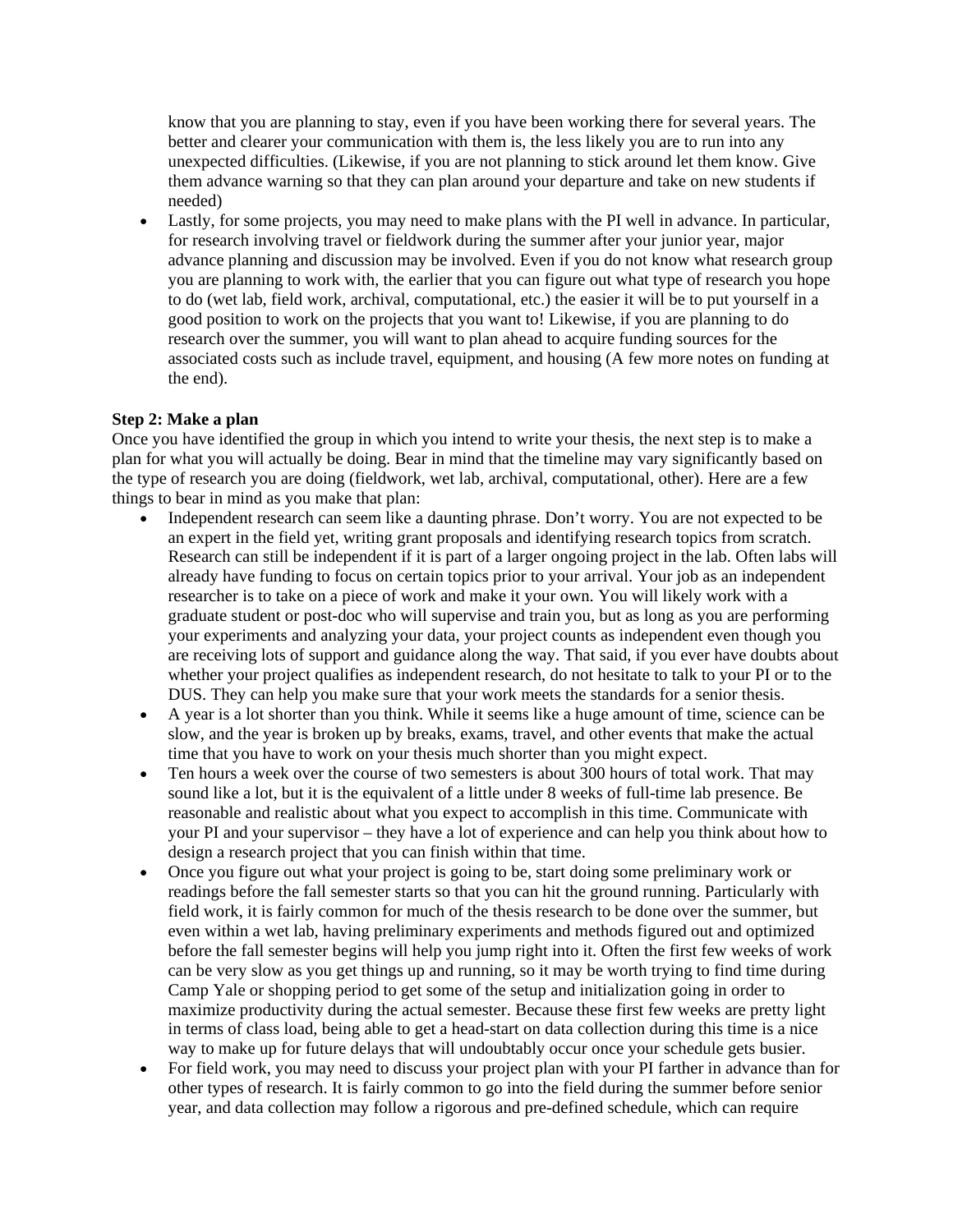know that you are planning to stay, even if you have been working there for several years. The better and clearer your communication with them is, the less likely you are to run into any unexpected difficulties. (Likewise, if you are not planning to stick around let them know. Give them advance warning so that they can plan around your departure and take on new students if needed)

- Lastly, for some projects, you may need to make plans with the PI well in advance. In particular, for research involving travel or fieldwork during the summer after your junior year, major advance planning and discussion may be involved. Even if you do not know what research group you are planning to work with, the earlier that you can figure out what type of research you hope to do (wet lab, field work, archival, computational, etc.) the easier it will be to put yourself in a good position to work on the projects that you want to! Likewise, if you are planning to do research over the summer, you will want to plan ahead to acquire funding sources for the associated costs such as include travel, equipment, and housing (A few more notes on funding at the end).

**Step 2: Make a plan**

Once you have identified the group in which you intend to write your thesis, the next step is to make a plan for what you will actually be doing. Bear in mind that the timeline may vary significantly based on the type of research you are doing (fieldwork, wet lab, archival, computational, other). Here are a few things to bear in mind as you make that plan:

- Independent research can seem like a daunting phrase. Don't worry. You are not expected to be an expert in the field yet, writing grant proposals and identifying research topics from scratch. Research can still be independent if it is part of a larger ongoing project in the lab. Often labs will already have funding to focus on certain topics prior to your arrival. Your job as an independent researcher is to take on a piece of work and make it your own. You will likely work with a graduate student or post-doc who will supervise and train you, but as long as you are performing your experiments and analyzing your data, your project counts as independent even though you are receiving lots of support and guidance along the way. That said, if you ever have doubts about whether your project qualifies as independent research, do not hesitate to talk to your PI or to the DUS. They can help you make sure that your work meets the standards for a senior thesis.
- A year is a lot shorter than you think. While it seems like a huge amount of time, science can be slow, and the year is broken up by breaks, exams, travel, and other events that make the actual time that you have to work on your thesis much shorter than you might expect.
- Ten hours a week over the course of two semesters is about 300 hours of total work. That may sound like a lot, but it is the equivalent of a little under 8 weeks of full-time lab presence. Be reasonable and realistic about what you expect to accomplish in this time. Communicate with your PI and your supervisor – they have a lot of experience and can help you think about how to design a research project that you can finish within that time.
- Once you figure out what your project is going to be, start doing some preliminary work or readings before the fall semester starts so that you can hit the ground running. Particularly with field work, it is fairly common for much of the thesis research to be done over the summer, but even within a wet lab, having preliminary experiments and methods figured out and optimized before the fall semester begins will help you jump right into it. Often the first few weeks of work can be very slow as you get things up and running, so it may be worth trying to find time during Camp Yale or shopping period to get some of the setup and initialization going in order to maximize productivity during the actual semester. Because these first few weeks are pretty light in terms of class load, being able to get a head-start on data collection during this time is a nice way to make up for future delays that will undoubtably occur once your schedule gets busier.
- For field work, you may need to discuss your project plan with your PI farther in advance than for other types of research. It is fairly common to go into the field during the summer before senior year, and data collection may follow a rigorous and pre-defined schedule, which can require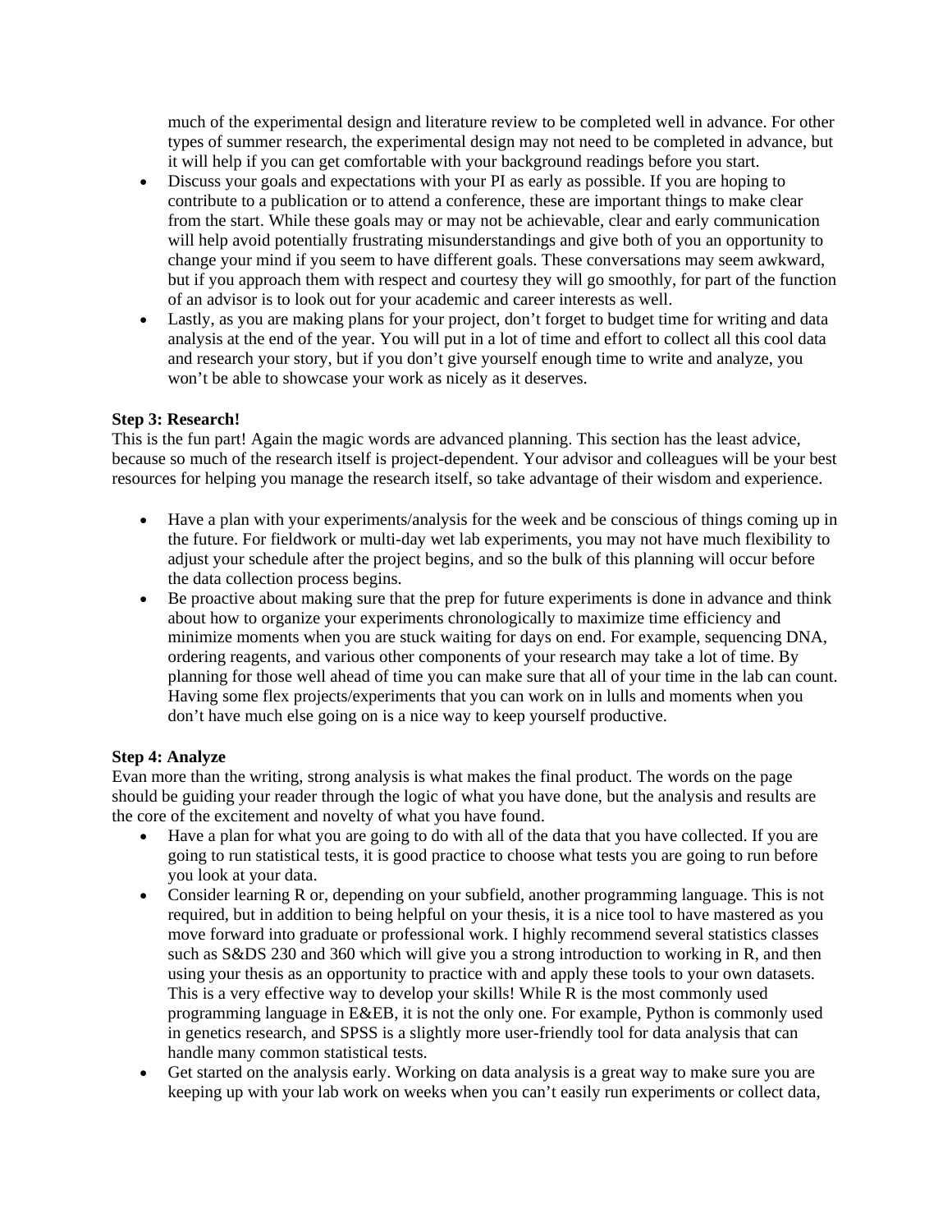much of the experimental design and literature review to be completed well in advance. For other types of summer research, the experimental design may not need to be completed in advance, but it will help if you can get comfortable with your background readings before you start.

- Discuss your goals and expectations with your PI as early as possible. If you are hoping to contribute to a publication or to attend a conference, these are important things to make clear from the start. While these goals may or may not be achievable, clear and early communication will help avoid potentially frustrating misunderstandings and give both of you an opportunity to change your mind if you seem to have different goals. These conversations may seem awkward, but if you approach them with respect and courtesy they will go smoothly, for part of the function of an advisor is to look out for your academic and career interests as well.
- Lastly, as you are making plans for your project, don't forget to budget time for writing and data analysis at the end of the year. You will put in a lot of time and effort to collect all this cool data and research your story, but if you don't give yourself enough time to write and analyze, you won't be able to showcase your work as nicely as it deserves.

**Step 3: Research!**

This is the fun part! Again the magic words are advanced planning. This section has the least advice, because so much of the research itself is project-dependent. Your advisor and colleagues will be your best resources for helping you manage the research itself, so take advantage of their wisdom and experience.

- Have a plan with your experiments/analysis for the week and be conscious of things coming up in the future. For fieldwork or multi-day wet lab experiments, you may not have much flexibility to adjust your schedule after the project begins, and so the bulk of this planning will occur before the data collection process begins.
- Be proactive about making sure that the prep for future experiments is done in advance and think about how to organize your experiments chronologically to maximize time efficiency and minimize moments when you are stuck waiting for days on end. For example, sequencing DNA, ordering reagents, and various other components of your research may take a lot of time. By planning for those well ahead of time you can make sure that all of your time in the lab can count. Having some flex projects/experiments that you can work on in lulls and moments when you don't have much else going on is a nice way to keep yourself productive.

**Step 4: Analyze**

Evan more than the writing, strong analysis is what makes the final product. The words on the page should be guiding your reader through the logic of what you have done, but the analysis and results are the core of the excitement and novelty of what you have found.

- Have a plan for what you are going to do with all of the data that you have collected. If you are going to run statistical tests, it is good practice to choose what tests you are going to run before you look at your data.
- Consider learning R or, depending on your subfield, another programming language. This is not required, but in addition to being helpful on your thesis, it is a nice tool to have mastered as you move forward into graduate or professional work. I highly recommend several statistics classes such as S&DS 230 and 360 which will give you a strong introduction to working in R, and then using your thesis as an opportunity to practice with and apply these tools to your own datasets. This is a very effective way to develop your skills! While R is the most commonly used programming language in E&EB, it is not the only one. For example, Python is commonly used in genetics research, and SPSS is a slightly more user-friendly tool for data analysis that can handle many common statistical tests.
- Get started on the analysis early. Working on data analysis is a great way to make sure you are keeping up with your lab work on weeks when you can't easily run experiments or collect data,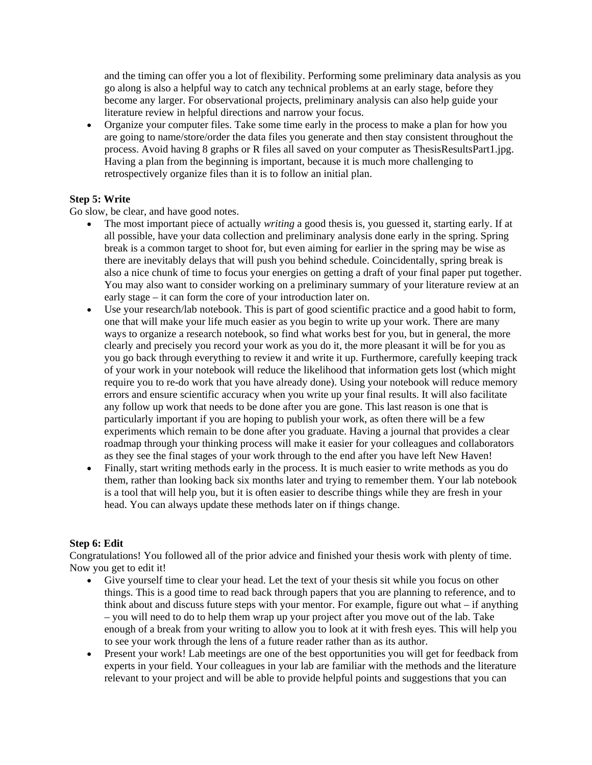and the timing can offer you a lot of flexibility. Performing some preliminary data analysis as you go along is also a helpful way to catch any technical problems at an early stage, before they become any larger. For observational projects, preliminary analysis can also help guide your literature review in helpful directions and narrow your focus.

- Organize your computer files. Take some time early in the process to make a plan for how you are going to name/store/order the data files you generate and then stay consistent throughout the process. Avoid having 8 graphs or R files all saved on your computer as ThesisResultsPart1.jpg. Having a plan from the beginning is important, because it is much more challenging to retrospectively organize files than it is to follow an initial plan.

**Step 5: Write**

Go slow, be clear, and have good notes.

- The most important piece of actually *writing* a good thesis is, you guessed it, starting early. If at all possible, have your data collection and preliminary analysis done early in the spring. Spring break is a common target to shoot for, but even aiming for earlier in the spring may be wise as there are inevitably delays that will push you behind schedule. Coincidentally, spring break is also a nice chunk of time to focus your energies on getting a draft of your final paper put together. You may also want to consider working on a preliminary summary of your literature review at an early stage – it can form the core of your introduction later on.
- Use your research/lab notebook. This is part of good scientific practice and a good habit to form, one that will make your life much easier as you begin to write up your work. There are many ways to organize a research notebook, so find what works best for you, but in general, the more clearly and precisely you record your work as you do it, the more pleasant it will be for you as you go back through everything to review it and write it up. Furthermore, carefully keeping track of your work in your notebook will reduce the likelihood that information gets lost (which might require you to re-do work that you have already done). Using your notebook will reduce memory errors and ensure scientific accuracy when you write up your final results. It will also facilitate any follow up work that needs to be done after you are gone. This last reason is one that is particularly important if you are hoping to publish your work, as often there will be a few experiments which remain to be done after you graduate. Having a journal that provides a clear roadmap through your thinking process will make it easier for your colleagues and collaborators as they see the final stages of your work through to the end after you have left New Haven!
- Finally, start writing methods early in the process. It is much easier to write methods as you do them, rather than looking back six months later and trying to remember them. Your lab notebook is a tool that will help you, but it is often easier to describe things while they are fresh in your head. You can always update these methods later on if things change.

**Step 6: Edit**

Congratulations! You followed all of the prior advice and finished your thesis work with plenty of time. Now you get to edit it!

- Give yourself time to clear your head. Let the text of your thesis sit while you focus on other things. This is a good time to read back through papers that you are planning to reference, and to think about and discuss future steps with your mentor. For example, figure out what – if anything – you will need to do to help them wrap up your project after you move out of the lab. Take enough of a break from your writing to allow you to look at it with fresh eyes. This will help you to see your work through the lens of a future reader rather than as its author.
- Present your work! Lab meetings are one of the best opportunities you will get for feedback from experts in your field. Your colleagues in your lab are familiar with the methods and the literature relevant to your project and will be able to provide helpful points and suggestions that you can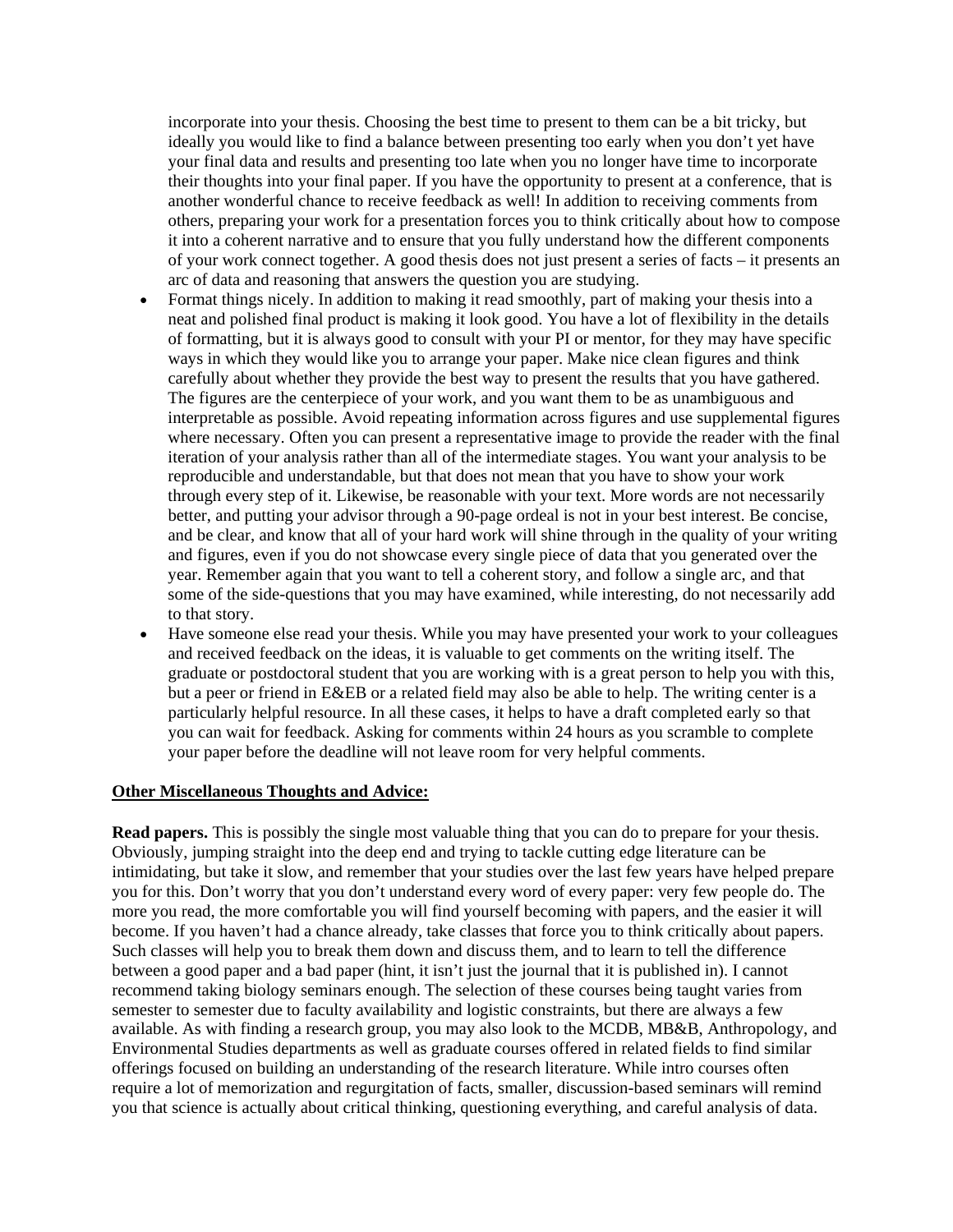incorporate into your thesis. Choosing the best time to present to them can be a bit tricky, but ideally you would like to find a balance between presenting too early when you don't yet have your final data and results and presenting too late when you no longer have time to incorporate their thoughts into your final paper. If you have the opportunity to present at a conference, that is another wonderful chance to receive feedback as well! In addition to receiving comments from others, preparing your work for a presentation forces you to think critically about how to compose it into a coherent narrative and to ensure that you fully understand how the different components of your work connect together. A good thesis does not just present a series of facts – it presents an arc of data and reasoning that answers the question you are studying.

- Format things nicely. In addition to making it read smoothly, part of making your thesis into a neat and polished final product is making it look good. You have a lot of flexibility in the details of formatting, but it is always good to consult with your PI or mentor, for they may have specific ways in which they would like you to arrange your paper. Make nice clean figures and think carefully about whether they provide the best way to present the results that you have gathered. The figures are the centerpiece of your work, and you want them to be as unambiguous and interpretable as possible. Avoid repeating information across figures and use supplemental figures where necessary. Often you can present a representative image to provide the reader with the final iteration of your analysis rather than all of the intermediate stages. You want your analysis to be reproducible and understandable, but that does not mean that you have to show your work through every step of it. Likewise, be reasonable with your text. More words are not necessarily better, and putting your advisor through a 90-page ordeal is not in your best interest. Be concise, and be clear, and know that all of your hard work will shine through in the quality of your writing and figures, even if you do not showcase every single piece of data that you generated over the year. Remember again that you want to tell a coherent story, and follow a single arc, and that some of the side-questions that you may have examined, while interesting, do not necessarily add to that story.
- Have someone else read your thesis. While you may have presented your work to your colleagues and received feedback on the ideas, it is valuable to get comments on the writing itself. The graduate or postdoctoral student that you are working with is a great person to help you with this, but a peer or friend in E&EB or a related field may also be able to help. The writing center is a particularly helpful resource. In all these cases, it helps to have a draft completed early so that you can wait for feedback. Asking for comments within 24 hours as you scramble to complete your paper before the deadline will not leave room for very helpful comments.

## Other Miscellaneous Thoughts and Advice:

**Read papers.** This is possibly the single most valuable thing that you can do to prepare for your thesis. Obviously, jumping straight into the deep end and trying to tackle cutting edge literature can be intimidating, but take it slow, and remember that your studies over the last few years have helped prepare you for this. Don't worry that you don't understand every word of every paper: very few people do. The more you read, the more comfortable you will find yourself becoming with papers, and the easier it will become. If you haven't had a chance already, take classes that force you to think critically about papers. Such classes will help you to break them down and discuss them, and to learn to tell the difference between a good paper and a bad paper (hint, it isn't just the journal that it is published in). I cannot recommend taking biology seminars enough. The selection of these courses being taught varies from semester to semester due to faculty availability and logistic constraints, but there are always a few available. As with finding a research group, you may also look to the MCDB, MB&B, Anthropology, and Environmental Studies departments as well as graduate courses offered in related fields to find similar offerings focused on building an understanding of the research literature. While intro courses often require a lot of memorization and regurgitation of facts, smaller, discussion-based seminars will remind you that science is actually about critical thinking, questioning everything, and careful analysis of data.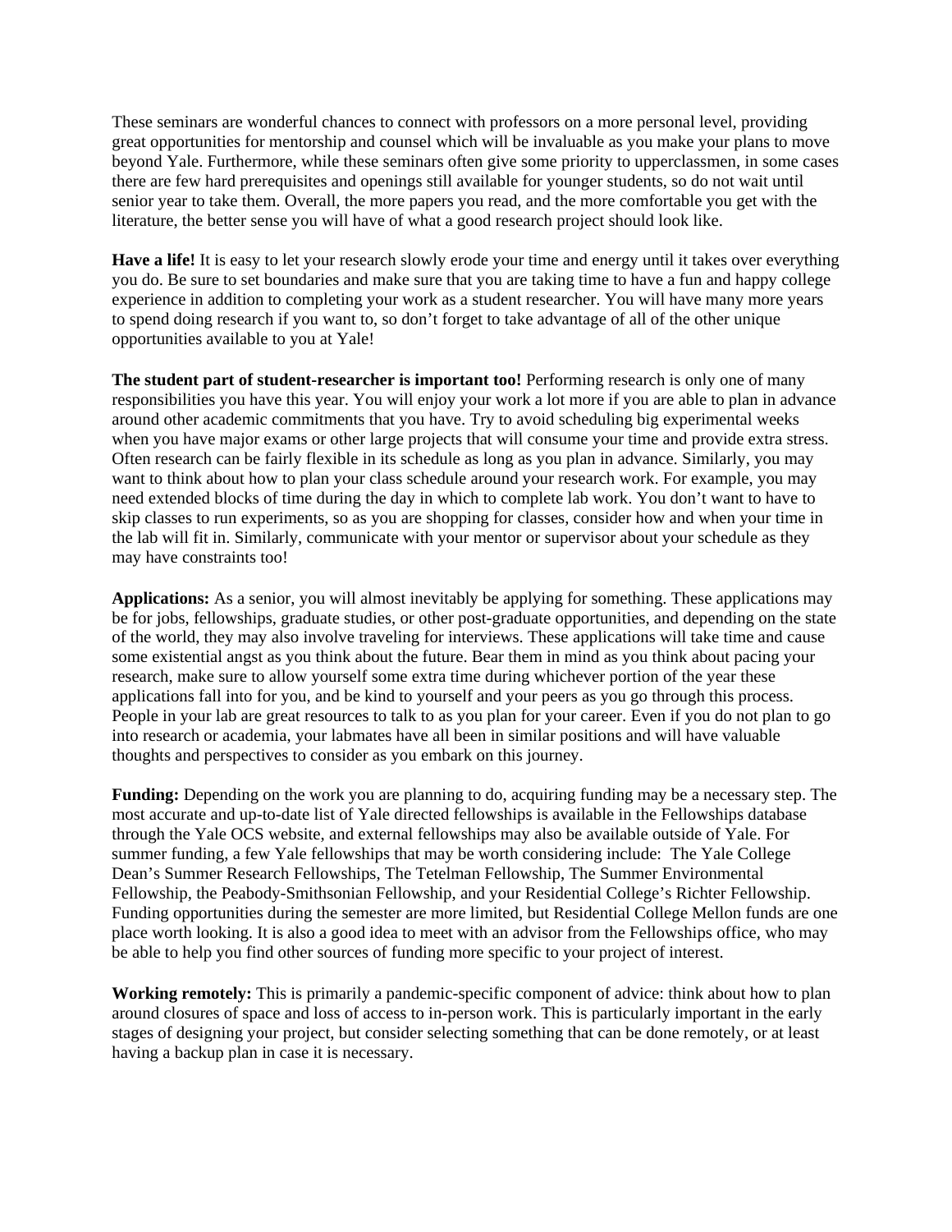These seminars are wonderful chances to connect with professors on a more personal level, providing great opportunities for mentorship and counsel which will be invaluable as you make your plans to move beyond Yale. Furthermore, while these seminars often give some priority to upperclassmen, in some cases there are few hard prerequisites and openings still available for younger students, so do not wait until senior year to take them. Overall, the more papers you read, and the more comfortable you get with the literature, the better sense you will have of what a good research project should look like.

**Have a life!** It is easy to let your research slowly erode your time and energy until it takes over everything you do. Be sure to set boundaries and make sure that you are taking time to have a fun and happy college experience in addition to completing your work as a student researcher. You will have many more years to spend doing research if you want to, so don't forget to take advantage of all of the other unique opportunities available to you at Yale!

**The student part of student-researcher is important too!** Performing research is only one of many responsibilities you have this year. You will enjoy your work a lot more if you are able to plan in advance around other academic commitments that you have. Try to avoid scheduling big experimental weeks when you have major exams or other large projects that will consume your time and provide extra stress. Often research can be fairly flexible in its schedule as long as you plan in advance. Similarly, you may want to think about how to plan your class schedule around your research work. For example, you may need extended blocks of time during the day in which to complete lab work. You don't want to have to skip classes to run experiments, so as you are shopping for classes, consider how and when your time in the lab will fit in. Similarly, communicate with your mentor or supervisor about your schedule as they may have constraints too!

**Applications:** As a senior, you will almost inevitably be applying for something. These applications may be for jobs, fellowships, graduate studies, or other post-graduate opportunities, and depending on the state of the world, they may also involve traveling for interviews. These applications will take time and cause some existential angst as you think about the future. Bear them in mind as you think about pacing your research, make sure to allow yourself some extra time during whichever portion of the year these applications fall into for you, and be kind to yourself and your peers as you go through this process. People in your lab are great resources to talk to as you plan for your career. Even if you do not plan to go into research or academia, your labmates have all been in similar positions and will have valuable thoughts and perspectives to consider as you embark on this journey.

**Funding:** Depending on the work you are planning to do, acquiring funding may be a necessary step. The most accurate and up-to-date list of Yale directed fellowships is available in the Fellowships database through the Yale OCS website, and external fellowships may also be available outside of Yale. For summer funding, a few Yale fellowships that may be worth considering include: The Yale College Dean's Summer Research Fellowships, The Tetelman Fellowship, The Summer Environmental Fellowship, the Peabody-Smithsonian Fellowship, and your Residential College's Richter Fellowship. Funding opportunities during the semester are more limited, but Residential College Mellon funds are one place worth looking. It is also a good idea to meet with an advisor from the Fellowships office, who may be able to help you find other sources of funding more specific to your project of interest.

**Working remotely:** This is primarily a pandemic-specific component of advice: think about how to plan around closures of space and loss of access to in-person work. This is particularly important in the early stages of designing your project, but consider selecting something that can be done remotely, or at least having a backup plan in case it is necessary.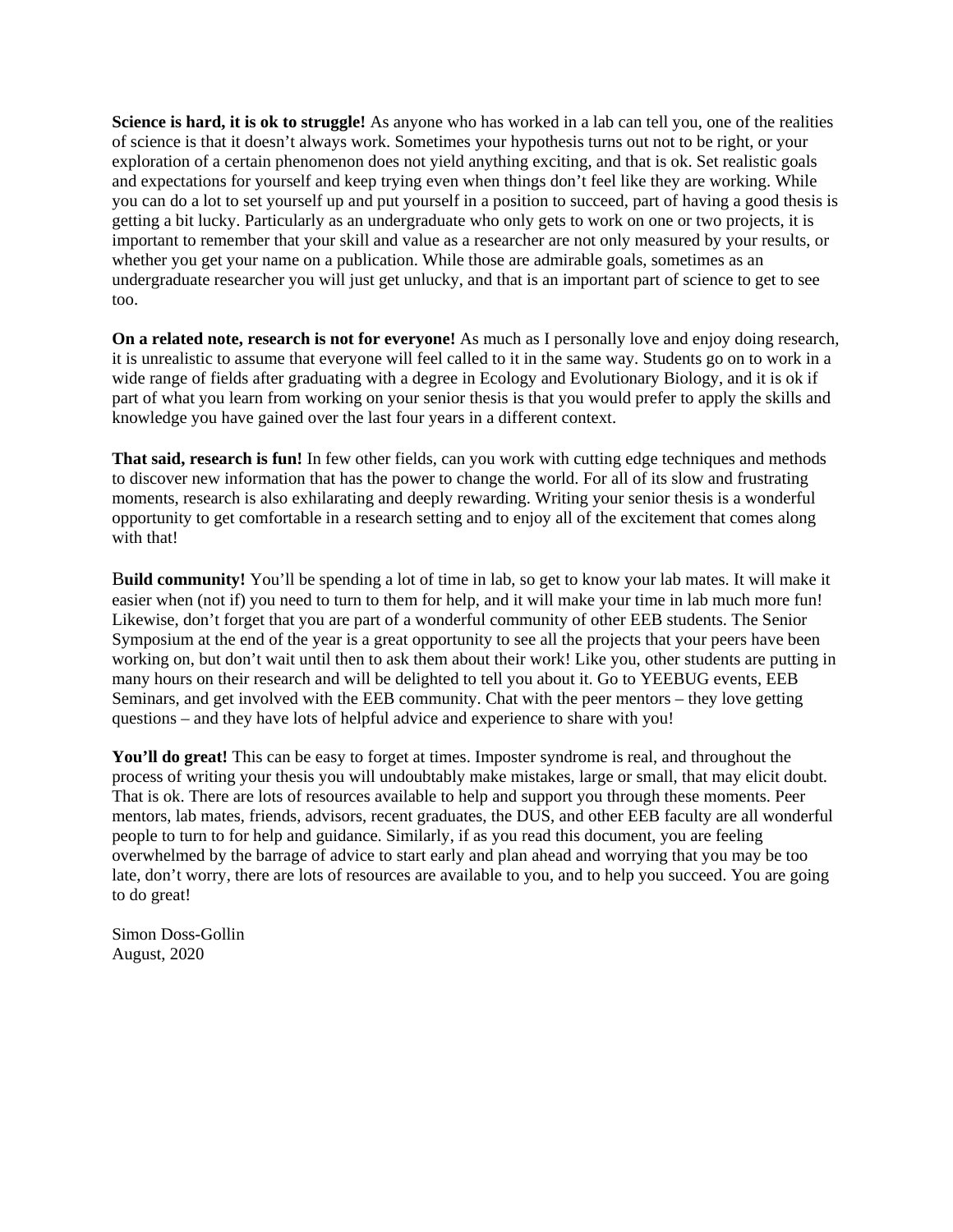**Science is hard, it is ok to struggle!** As anyone who has worked in a lab can tell you, one of the realities of science is that it doesn't always work. Sometimes your hypothesis turns out not to be right, or your exploration of a certain phenomenon does not yield anything exciting, and that is ok. Set realistic goals and expectations for yourself and keep trying even when things don't feel like they are working. While you can do a lot to set yourself up and put yourself in a position to succeed, part of having a good thesis is getting a bit lucky. Particularly as an undergraduate who only gets to work on one or two projects, it is important to remember that your skill and value as a researcher are not only measured by your results, or whether you get your name on a publication. While those are admirable goals, sometimes as an undergraduate researcher you will just get unlucky, and that is an important part of science to get to see too.

**On a related note, research is not for everyone!** As much as I personally love and enjoy doing research, it is unrealistic to assume that everyone will feel called to it in the same way. Students go on to work in a wide range of fields after graduating with a degree in Ecology and Evolutionary Biology, and it is ok if part of what you learn from working on your senior thesis is that you would prefer to apply the skills and knowledge you have gained over the last four years in a different context.

**That said, research is fun!** In few other fields, can you work with cutting edge techniques and methods to discover new information that has the power to change the world. For all of its slow and frustrating moments, research is also exhilarating and deeply rewarding. Writing your senior thesis is a wonderful opportunity to get comfortable in a research setting and to enjoy all of the excitement that comes along with that!

B**uild community!** You'll be spending a lot of time in lab, so get to know your lab mates. It will make it easier when (not if) you need to turn to them for help, and it will make your time in lab much more fun! Likewise, don't forget that you are part of a wonderful community of other EEB students. The Senior Symposium at the end of the year is a great opportunity to see all the projects that your peers have been working on, but don't wait until then to ask them about their work! Like you, other students are putting in many hours on their research and will be delighted to tell you about it. Go to YEEBUG events, EEB Seminars, and get involved with the EEB community. Chat with the peer mentors – they love getting questions – and they have lots of helpful advice and experience to share with you!

**You'll do great!** This can be easy to forget at times. Imposter syndrome is real, and throughout the process of writing your thesis you will undoubtably make mistakes, large or small, that may elicit doubt. That is ok. There are lots of resources available to help and support you through these moments. Peer mentors, lab mates, friends, advisors, recent graduates, the DUS, and other EEB faculty are all wonderful people to turn to for help and guidance. Similarly, if as you read this document, you are feeling overwhelmed by the barrage of advice to start early and plan ahead and worrying that you may be too late, don't worry, there are lots of resources are available to you, and to help you succeed. You are going to do great!

Simon Doss-Gollin
August, 2020